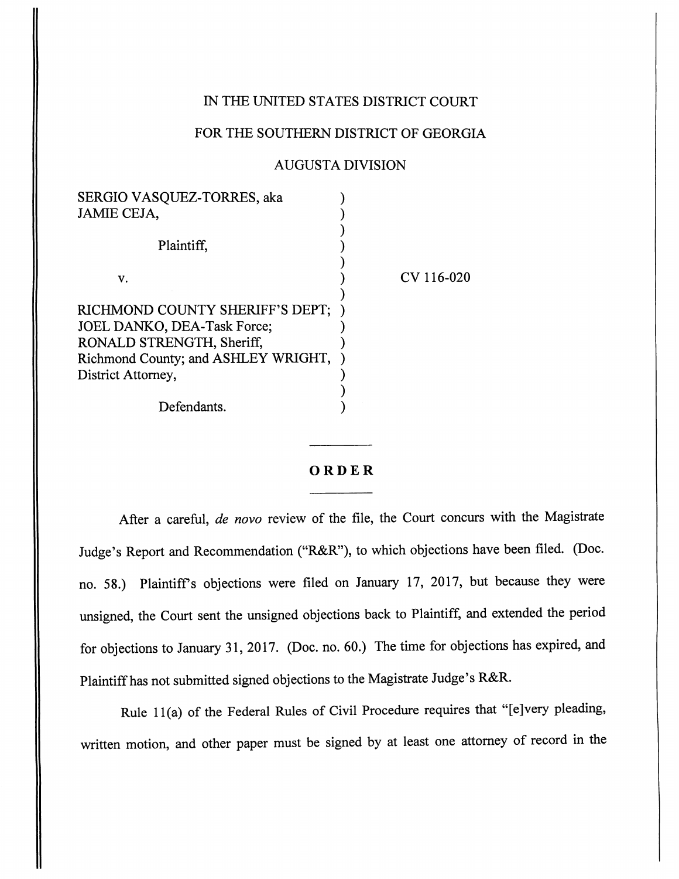IN THE UNITED STATES DISTRICT COURT

FOR THE SOUTHERN DISTRICT OF GEORGIA

AUGUSTA DIVISION

| | | |
|---|---|---|
| SERGIO VASQUEZ-TORRES, aka JAMIE CEJA, | ) | |
| Plaintiff, | ) | |
| v. | ) | CV 116-020 |
| RICHMOND COUNTY SHERIFF'S DEPT; JOEL DANKO, DEA-Task Force; RONALD STRENGTH, Sheriff, Richmond County; and ASHLEY WRIGHT, District Attorney, | ) | |
| Defendants. | ) | |

---

**ORDER**

---

After a careful, *de novo* review of the file, the Court concurs with the Magistrate Judge's Report and Recommendation ("R&R"), to which objections have been filed. (Doc. no. 58.) Plaintiff's objections were filed on January 17, 2017, but because they were unsigned, the Court sent the unsigned objections back to Plaintiff, and extended the period for objections to January 31, 2017. (Doc. no. 60.) The time for objections has expired, and Plaintiff has not submitted signed objections to the Magistrate Judge's R&R.

Rule 11(a) of the Federal Rules of Civil Procedure requires that "[e]very pleading, written motion, and other paper must be signed by at least one attorney of record in the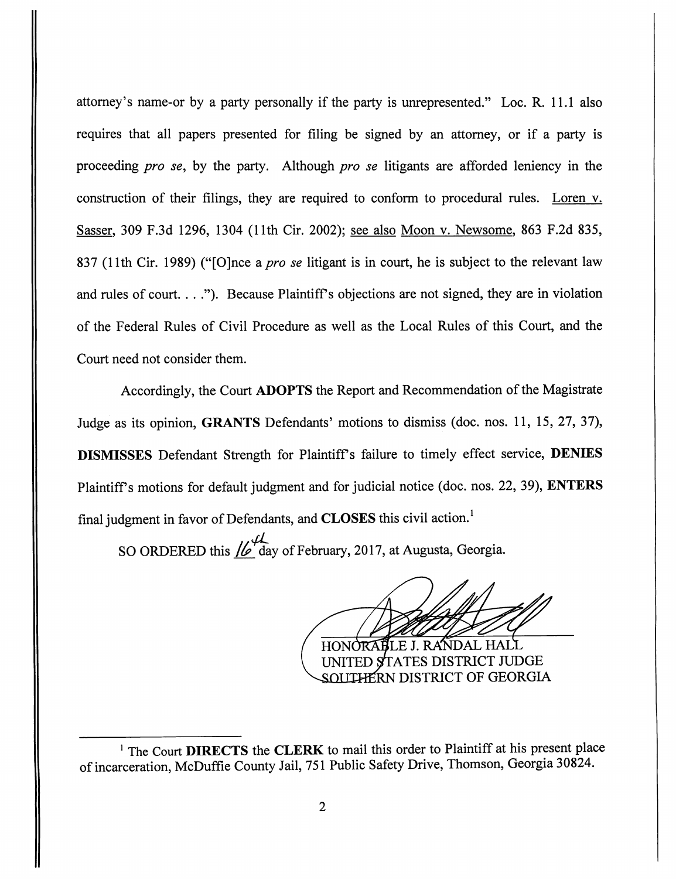attorney's name-or by a party personally if the party is unrepresented." Loc. R. 11.1 also requires that all papers presented for filing be signed by an attorney, or if a party is proceeding *pro se*, by the party. Although *pro se* litigants are afforded leniency in the construction of their filings, they are required to conform to procedural rules. Loren v. Sasser, 309 F.3d 1296, 1304 (11th Cir. 2002); see also Moon v. Newsome, 863 F.2d 835, 837 (11th Cir. 1989) ("[O]nce a *pro se* litigant is in court, he is subject to the relevant law and rules of court. . . ."). Because Plaintiff's objections are not signed, they are in violation of the Federal Rules of Civil Procedure as well as the Local Rules of this Court, and the Court need not consider them.

Accordingly, the Court **ADOPTS** the Report and Recommendation of the Magistrate Judge as its opinion, **GRANTS** Defendants' motions to dismiss (doc. nos. 11, 15, 27, 37), **DISMISSES** Defendant Strength for Plaintiff's failure to timely effect service, **DENIES** Plaintiff's motions for default judgment and for judicial notice (doc. nos. 22, 39), **ENTERS** final judgment in favor of Defendants, and **CLOSES** this civil action.[1]

SO ORDERED this 16th day of February, 2017, at Augusta, Georgia.

HONORABLE J. RANDAL HALL
UNITED STATES DISTRICT JUDGE
SOUTHERN DISTRICT OF GEORGIA

---

[1] The Court **DIRECTS** the **CLERK** to mail this order to Plaintiff at his present place of incarceration, McDuffie County Jail, 751 Public Safety Drive, Thomson, Georgia 30824.